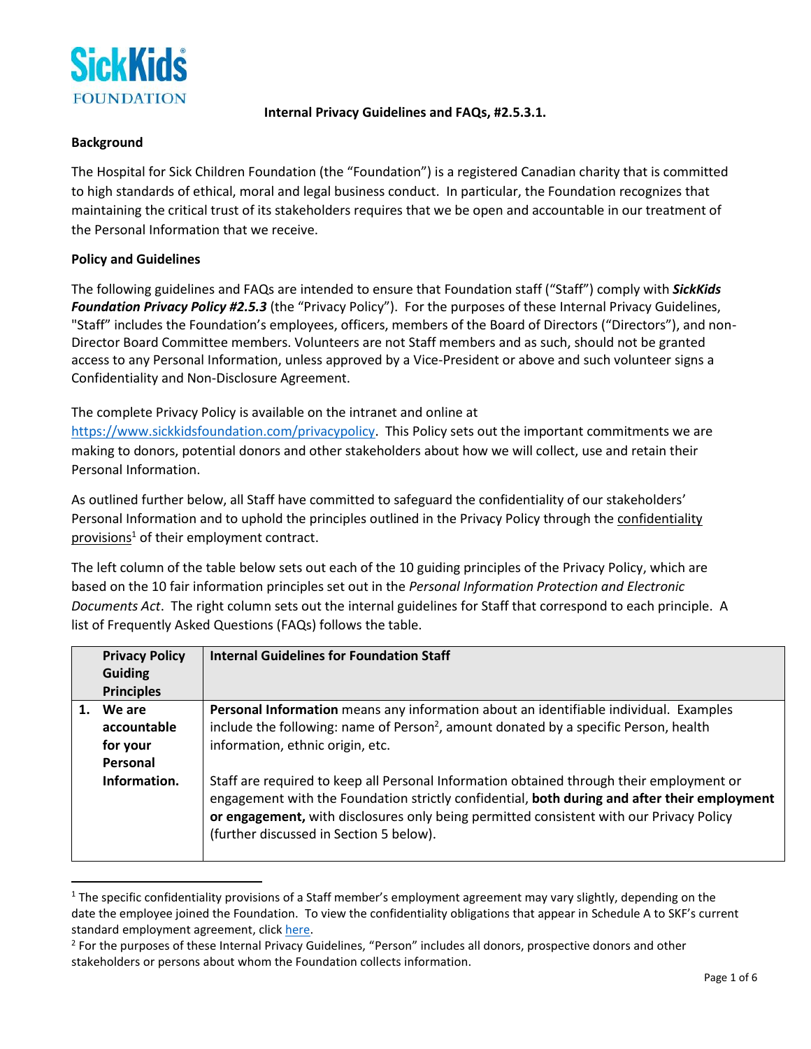SickKids FOUNDATION

**Internal Privacy Guidelines and FAQs, #2.5.3.1.**

**Background**

The Hospital for Sick Children Foundation (the "Foundation") is a registered Canadian charity that is committed to high standards of ethical, moral and legal business conduct. In particular, the Foundation recognizes that maintaining the critical trust of its stakeholders requires that we be open and accountable in our treatment of the Personal Information that we receive.

**Policy and Guidelines**

The following guidelines and FAQs are intended to ensure that Foundation staff ("Staff") comply with ***SickKids Foundation Privacy Policy #2.5.3*** (the "Privacy Policy"). For the purposes of these Internal Privacy Guidelines, "Staff" includes the Foundation's employees, officers, members of the Board of Directors ("Directors"), and non-Director Board Committee members. Volunteers are not Staff members and as such, should not be granted access to any Personal Information, unless approved by a Vice-President or above and such volunteer signs a Confidentiality and Non-Disclosure Agreement.

The complete Privacy Policy is available on the intranet and online at https://www.sickkidsfoundation.com/privacypolicy. This Policy sets out the important commitments we are making to donors, potential donors and other stakeholders about how we will collect, use and retain their Personal Information.

As outlined further below, all Staff have committed to safeguard the confidentiality of our stakeholders' Personal Information and to uphold the principles outlined in the Privacy Policy through the confidentiality provisions[1] of their employment contract.

The left column of the table below sets out each of the 10 guiding principles of the Privacy Policy, which are based on the 10 fair information principles set out in the *Personal Information Protection and Electronic Documents Act*. The right column sets out the internal guidelines for Staff that correspond to each principle. A list of Frequently Asked Questions (FAQs) follows the table.

| Privacy Policy Guiding Principles | Internal Guidelines for Foundation Staff |
|---|---|
| **1. We are accountable for your Personal Information.** | **Personal Information** means any information about an identifiable individual. Examples include the following: name of Person[2], amount donated by a specific Person, health information, ethnic origin, etc.<br><br>Staff are required to keep all Personal Information obtained through their employment or engagement with the Foundation strictly confidential, **both during and after their employment or engagement,** with disclosures only being permitted consistent with our Privacy Policy (further discussed in Section 5 below). |

[1] The specific confidentiality provisions of a Staff member's employment agreement may vary slightly, depending on the date the employee joined the Foundation. To view the confidentiality obligations that appear in Schedule A to SKF's current standard employment agreement, click here.

[2] For the purposes of these Internal Privacy Guidelines, "Person" includes all donors, prospective donors and other stakeholders or persons about whom the Foundation collects information.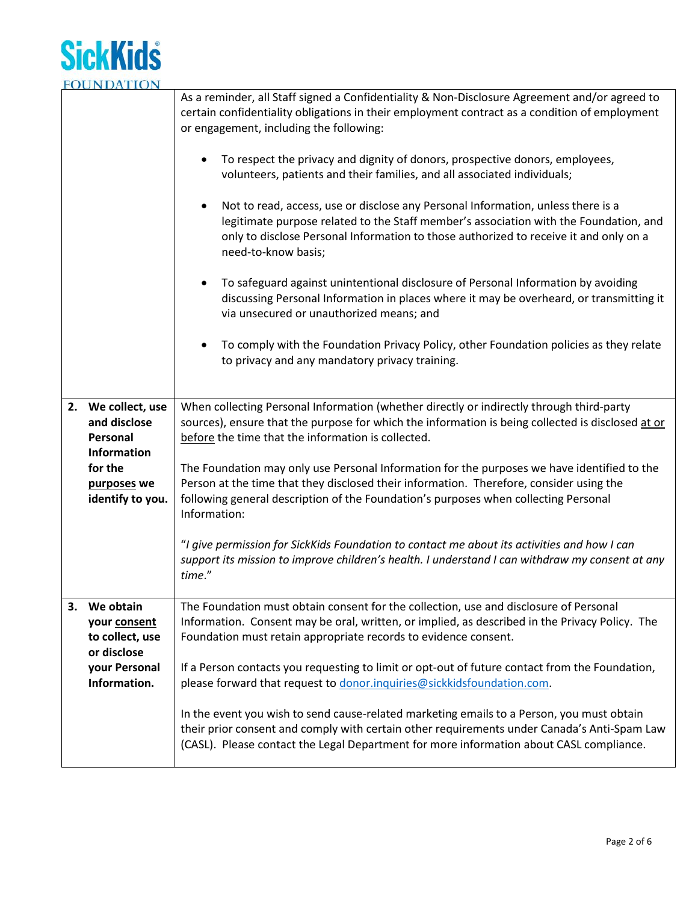| | |
|---|---|
| | As a reminder, all Staff signed a Confidentiality & Non-Disclosure Agreement and/or agreed to certain confidentiality obligations in their employment contract as a condition of employment or engagement, including the following:<br><br>• To respect the privacy and dignity of donors, prospective donors, employees, volunteers, patients and their families, and all associated individuals;<br><br>• Not to read, access, use or disclose any Personal Information, unless there is a legitimate purpose related to the Staff member's association with the Foundation, and only to disclose Personal Information to those authorized to receive it and only on a need-to-know basis;<br><br>• To safeguard against unintentional disclosure of Personal Information by avoiding discussing Personal Information in places where it may be overheard, or transmitting it via unsecured or unauthorized means; and<br><br>• To comply with the Foundation Privacy Policy, other Foundation policies as they relate to privacy and any mandatory privacy training. |
| **2. We collect, use and disclose Personal Information for the <u>purposes</u> we identify to you.** | When collecting Personal Information (whether directly or indirectly through third-party sources), ensure that the purpose for which the information is being collected is disclosed <u>at or before</u> the time that the information is collected.<br><br>The Foundation may only use Personal Information for the purposes we have identified to the Person at the time that they disclosed their information. Therefore, consider using the following general description of the Foundation's purposes when collecting Personal Information:<br><br>*"I give permission for SickKids Foundation to contact me about its activities and how I can support its mission to improve children's health. I understand I can withdraw my consent at any time."* |
| **3. We obtain your <u>consent</u> to collect, use or disclose your Personal Information.** | The Foundation must obtain consent for the collection, use and disclosure of Personal Information. Consent may be oral, written, or implied, as described in the Privacy Policy. The Foundation must retain appropriate records to evidence consent.<br><br>If a Person contacts you requesting to limit or opt-out of future contact from the Foundation, please forward that request to donor.inquiries@sickkidsfoundation.com.<br><br>In the event you wish to send cause-related marketing emails to a Person, you must obtain their prior consent and comply with certain other requirements under Canada's Anti-Spam Law (CASL). Please contact the Legal Department for more information about CASL compliance. |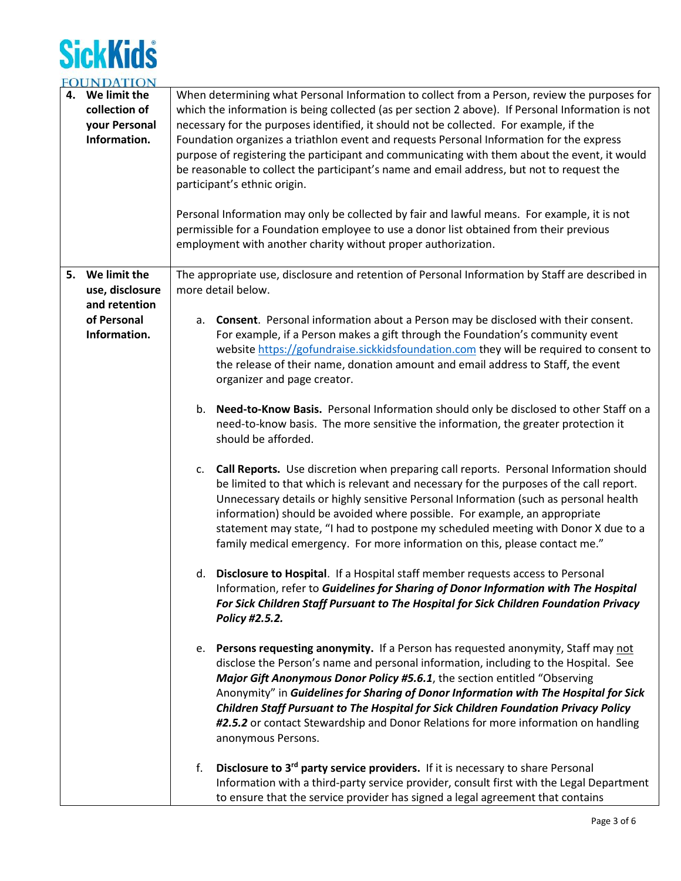| | |
|---|---|
| **4. We limit the collection of your Personal Information.** | When determining what Personal Information to collect from a Person, review the purposes for which the information is being collected (as per section 2 above). If Personal Information is not necessary for the purposes identified, it should not be collected. For example, if the Foundation organizes a triathlon event and requests Personal Information for the express purpose of registering the participant and communicating with them about the event, it would be reasonable to collect the participant's name and email address, but not to request the participant's ethnic origin.<br><br>Personal Information may only be collected by fair and lawful means. For example, it is not permissible for a Foundation employee to use a donor list obtained from their previous employment with another charity without proper authorization. |
| **5. We limit the use, disclosure and retention of Personal Information.** | The appropriate use, disclosure and retention of Personal Information by Staff are described in more detail below.<br><br>a. **Consent**. Personal information about a Person may be disclosed with their consent. For example, if a Person makes a gift through the Foundation's community event website https://gofundraise.sickkidsfoundation.com they will be required to consent to the release of their name, donation amount and email address to Staff, the event organizer and page creator.<br><br>b. **Need-to-Know Basis.** Personal Information should only be disclosed to other Staff on a need-to-know basis. The more sensitive the information, the greater protection it should be afforded.<br><br>c. **Call Reports.** Use discretion when preparing call reports. Personal Information should be limited to that which is relevant and necessary for the purposes of the call report. Unnecessary details or highly sensitive Personal Information (such as personal health information) should be avoided where possible. For example, an appropriate statement may state, "I had to postpone my scheduled meeting with Donor X due to a family medical emergency. For more information on this, please contact me."<br><br>d. **Disclosure to Hospital**. If a Hospital staff member requests access to Personal Information, refer to ***Guidelines for Sharing of Donor Information with The Hospital For Sick Children Staff Pursuant to The Hospital for Sick Children Foundation Privacy Policy #2.5.2.***<br><br>e. **Persons requesting anonymity.** If a Person has requested anonymity, Staff may not disclose the Person's name and personal information, including to the Hospital. See ***Major Gift Anonymous Donor Policy #5.6.1***, the section entitled "Observing Anonymity" in ***Guidelines for Sharing of Donor Information with The Hospital for Sick Children Staff Pursuant to The Hospital for Sick Children Foundation Privacy Policy #2.5.2*** or contact Stewardship and Donor Relations for more information on handling anonymous Persons.<br><br>f. **Disclosure to 3rd party service providers.** If it is necessary to share Personal Information with a third-party service provider, consult first with the Legal Department to ensure that the service provider has signed a legal agreement that contains |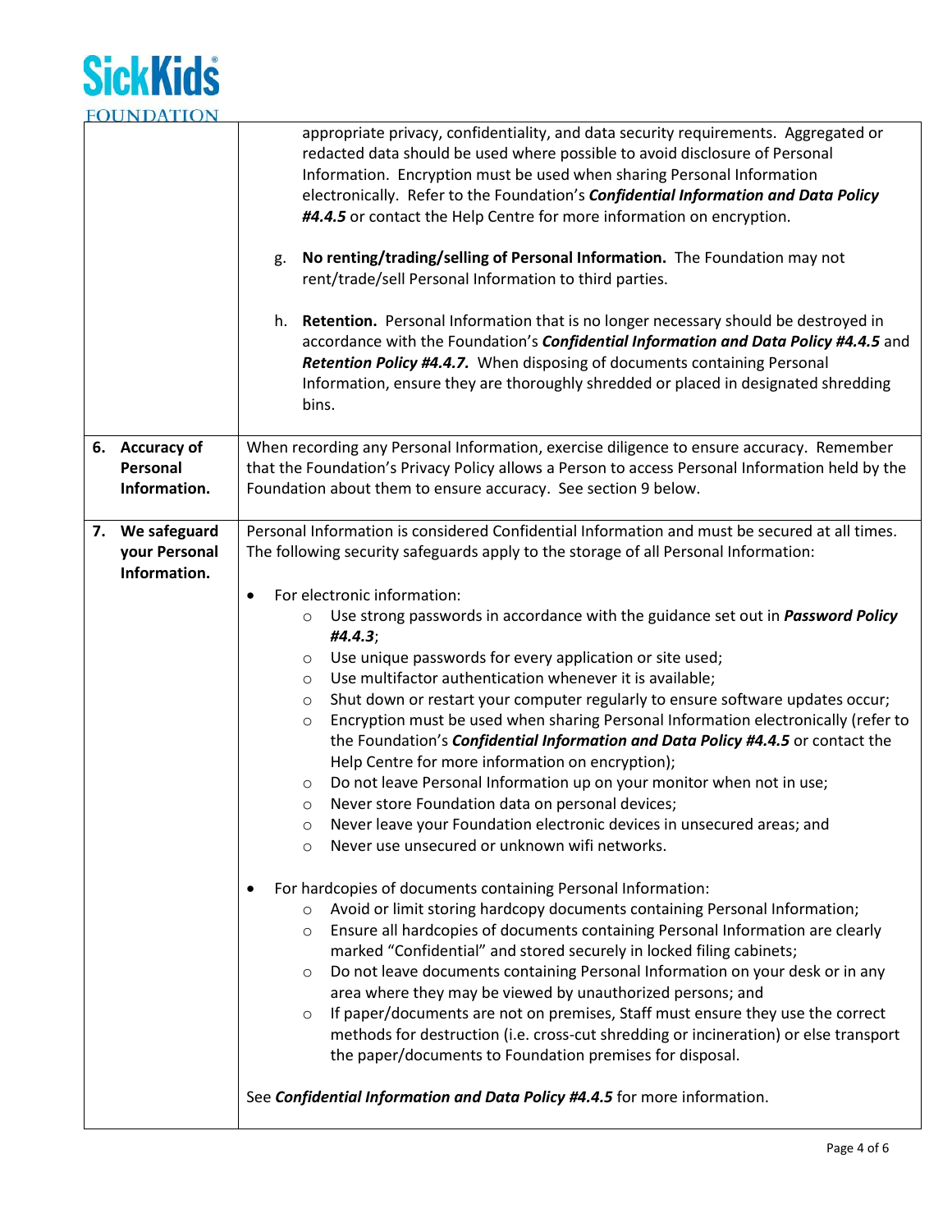| | |
|---|---|
| | appropriate privacy, confidentiality, and data security requirements. Aggregated or redacted data should be used where possible to avoid disclosure of Personal Information. Encryption must be used when sharing Personal Information electronically. Refer to the Foundation's ***Confidential Information and Data Policy #4.4.5*** or contact the Help Centre for more information on encryption.<br><br>g. **No renting/trading/selling of Personal Information.** The Foundation may not rent/trade/sell Personal Information to third parties.<br><br>h. **Retention.** Personal Information that is no longer necessary should be destroyed in accordance with the Foundation's ***Confidential Information and Data Policy #4.4.5*** and ***Retention Policy #4.4.7.*** When disposing of documents containing Personal Information, ensure they are thoroughly shredded or placed in designated shredding bins. |
| **6. Accuracy of Personal Information.** | When recording any Personal Information, exercise diligence to ensure accuracy. Remember that the Foundation's Privacy Policy allows a Person to access Personal Information held by the Foundation about them to ensure accuracy. See section 9 below. |
| **7. We safeguard your Personal Information.** | Personal Information is considered Confidential Information and must be secured at all times. The following security safeguards apply to the storage of all Personal Information:<br><br>• For electronic information:<br>&nbsp;&nbsp;&nbsp;&nbsp;○ Use strong passwords in accordance with the guidance set out in ***Password Policy #4.4.3***;<br>&nbsp;&nbsp;&nbsp;&nbsp;○ Use unique passwords for every application or site used;<br>&nbsp;&nbsp;&nbsp;&nbsp;○ Use multifactor authentication whenever it is available;<br>&nbsp;&nbsp;&nbsp;&nbsp;○ Shut down or restart your computer regularly to ensure software updates occur;<br>&nbsp;&nbsp;&nbsp;&nbsp;○ Encryption must be used when sharing Personal Information electronically (refer to the Foundation's ***Confidential Information and Data Policy #4.4.5*** or contact the Help Centre for more information on encryption);<br>&nbsp;&nbsp;&nbsp;&nbsp;○ Do not leave Personal Information up on your monitor when not in use;<br>&nbsp;&nbsp;&nbsp;&nbsp;○ Never store Foundation data on personal devices;<br>&nbsp;&nbsp;&nbsp;&nbsp;○ Never leave your Foundation electronic devices in unsecured areas; and<br>&nbsp;&nbsp;&nbsp;&nbsp;○ Never use unsecured or unknown wifi networks.<br><br>• For hardcopies of documents containing Personal Information:<br>&nbsp;&nbsp;&nbsp;&nbsp;○ Avoid or limit storing hardcopy documents containing Personal Information;<br>&nbsp;&nbsp;&nbsp;&nbsp;○ Ensure all hardcopies of documents containing Personal Information are clearly marked "Confidential" and stored securely in locked filing cabinets;<br>&nbsp;&nbsp;&nbsp;&nbsp;○ Do not leave documents containing Personal Information on your desk or in any area where they may be viewed by unauthorized persons; and<br>&nbsp;&nbsp;&nbsp;&nbsp;○ If paper/documents are not on premises, Staff must ensure they use the correct methods for destruction (i.e. cross-cut shredding or incineration) or else transport the paper/documents to Foundation premises for disposal.<br><br>See ***Confidential Information and Data Policy #4.4.5*** for more information. |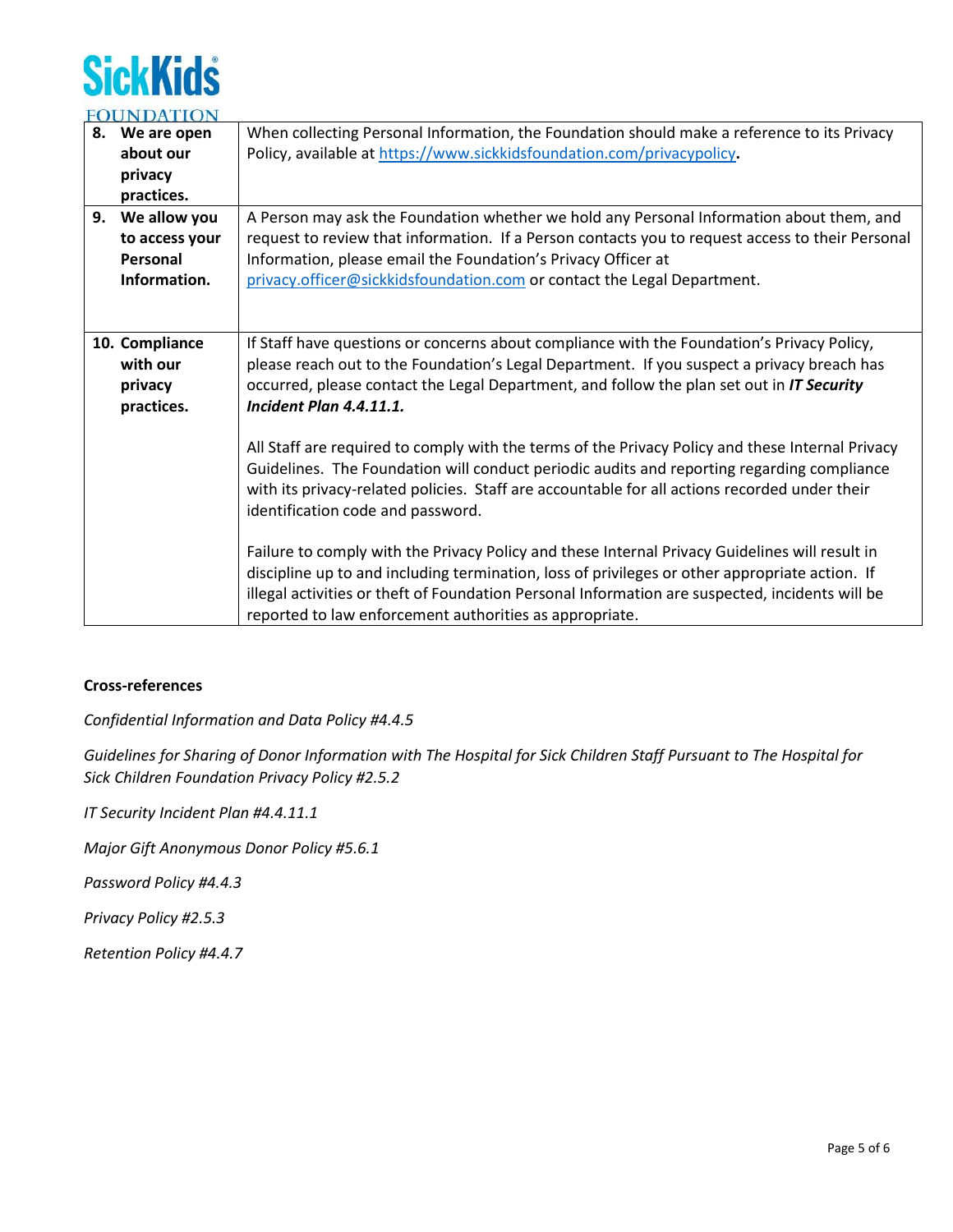| | |
|---|---|
| **8. We are open about our privacy practices.** | When collecting Personal Information, the Foundation should make a reference to its Privacy Policy, available at https://www.sickkidsfoundation.com/privacypolicy**.** |
| **9. We allow you to access your Personal Information.** | A Person may ask the Foundation whether we hold any Personal Information about them, and request to review that information. If a Person contacts you to request access to their Personal Information, please email the Foundation's Privacy Officer at privacy.officer@sickkidsfoundation.com or contact the Legal Department. |
| **10. Compliance with our privacy practices.** | If Staff have questions or concerns about compliance with the Foundation's Privacy Policy, please reach out to the Foundation's Legal Department. If you suspect a privacy breach has occurred, please contact the Legal Department, and follow the plan set out in ***IT Security Incident Plan 4.4.11.1.***<br><br>All Staff are required to comply with the terms of the Privacy Policy and these Internal Privacy Guidelines. The Foundation will conduct periodic audits and reporting regarding compliance with its privacy-related policies. Staff are accountable for all actions recorded under their identification code and password.<br><br>Failure to comply with the Privacy Policy and these Internal Privacy Guidelines will result in discipline up to and including termination, loss of privileges or other appropriate action. If illegal activities or theft of Foundation Personal Information are suspected, incidents will be reported to law enforcement authorities as appropriate. |

**Cross-references**

*Confidential Information and Data Policy #4.4.5*

*Guidelines for Sharing of Donor Information with The Hospital for Sick Children Staff Pursuant to The Hospital for Sick Children Foundation Privacy Policy #2.5.2*

*IT Security Incident Plan #4.4.11.1*

*Major Gift Anonymous Donor Policy #5.6.1*

*Password Policy #4.4.3*

*Privacy Policy #2.5.3*

*Retention Policy #4.4.7*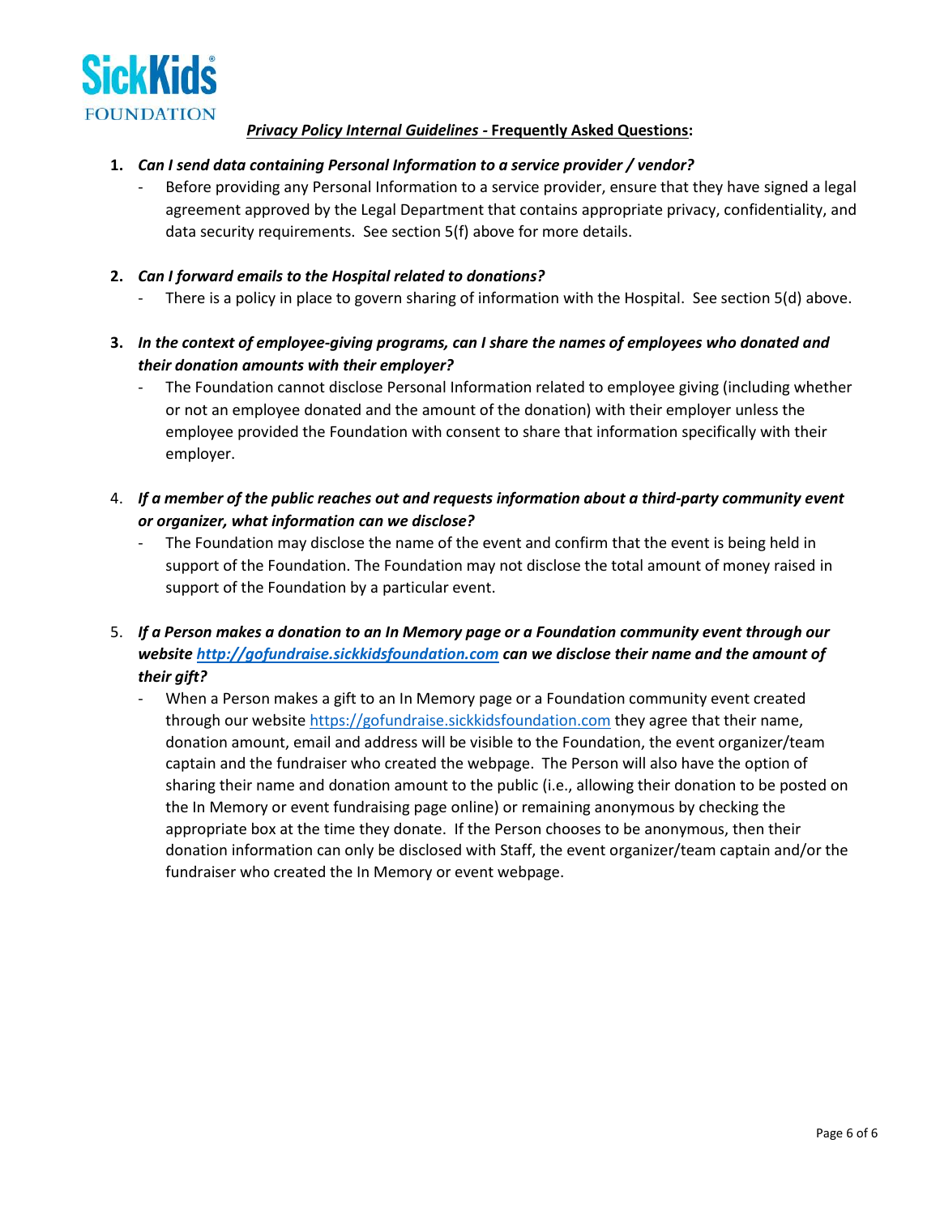SickKids FOUNDATION

***Privacy Policy Internal Guidelines*** **- Frequently Asked Questions:**

1. ***Can I send data containing Personal Information to a service provider / vendor?***
   - Before providing any Personal Information to a service provider, ensure that they have signed a legal agreement approved by the Legal Department that contains appropriate privacy, confidentiality, and data security requirements. See section 5(f) above for more details.

2. ***Can I forward emails to the Hospital related to donations?***
   - There is a policy in place to govern sharing of information with the Hospital. See section 5(d) above.

3. ***In the context of employee-giving programs, can I share the names of employees who donated and their donation amounts with their employer?***
   - The Foundation cannot disclose Personal Information related to employee giving (including whether or not an employee donated and the amount of the donation) with their employer unless the employee provided the Foundation with consent to share that information specifically with their employer.

4. ***If a member of the public reaches out and requests information about a third-party community event or organizer, what information can we disclose?***
   - The Foundation may disclose the name of the event and confirm that the event is being held in support of the Foundation. The Foundation may not disclose the total amount of money raised in support of the Foundation by a particular event.

5. ***If a Person makes a donation to an In Memory page or a Foundation community event through our website [http://gofundraise.sickkidsfoundation.com](http://gofundraise.sickkidsfoundation.com) can we disclose their name and the amount of their gift?***
   - When a Person makes a gift to an In Memory page or a Foundation community event created through our website [https://gofundraise.sickkidsfoundation.com](https://gofundraise.sickkidsfoundation.com) they agree that their name, donation amount, email and address will be visible to the Foundation, the event organizer/team captain and the fundraiser who created the webpage. The Person will also have the option of sharing their name and donation amount to the public (i.e., allowing their donation to be posted on the In Memory or event fundraising page online) or remaining anonymous by checking the appropriate box at the time they donate. If the Person chooses to be anonymous, then their donation information can only be disclosed with Staff, the event organizer/team captain and/or the fundraiser who created the In Memory or event webpage.